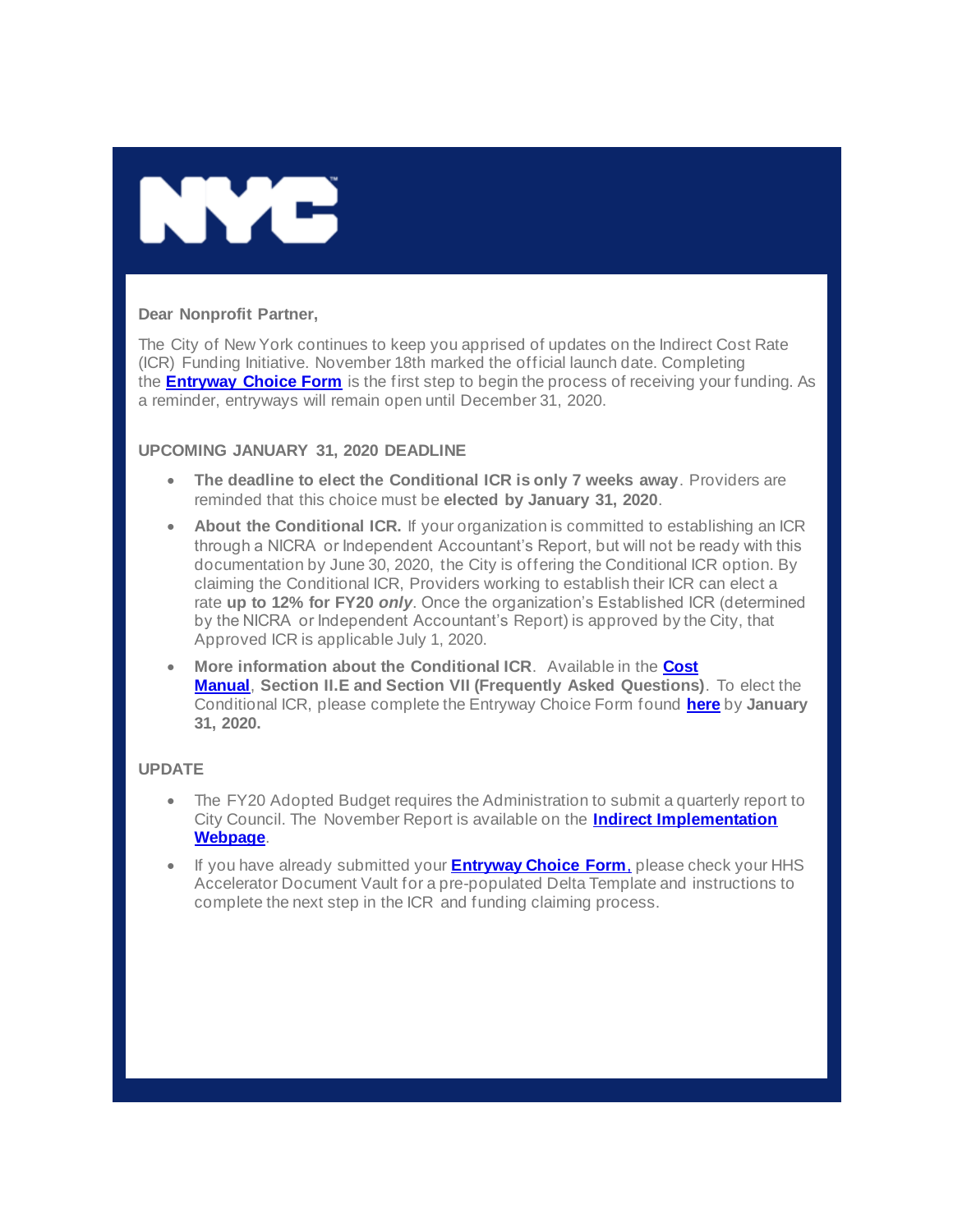**Dear Nonprofit Partner,**

The City of New York continues to keep you apprised of updates on the Indirect Cost Rate (ICR) Funding Initiative. November 18th marked the official launch date. Completing the **Entryway Choice Form** is the first step to begin the process of receiving your funding. As a reminder, entryways will remain open until December 31, 2020.

**UPCOMING JANUARY 31, 2020 DEADLINE**

- **The deadline to elect the Conditional ICR is only 7 weeks away**. Providers are reminded that this choice must be **elected by January 31, 2020**.
- **About the Conditional ICR.** If your organization is committed to establishing an ICR through a NICRA or Independent Accountant's Report, but will not be ready with this documentation by June 30, 2020, the City is offering the Conditional ICR option. By claiming the Conditional ICR, Providers working to establish their ICR can elect a rate **up to 12% for FY20 *only***. Once the organization's Established ICR (determined by the NICRA or Independent Accountant's Report) is approved by the City, that Approved ICR is applicable July 1, 2020.
- **More information about the Conditional ICR**. Available in the **Cost Manual**, **Section II.E and Section VII (Frequently Asked Questions)**. To elect the Conditional ICR, please complete the Entryway Choice Form found **here** by **January 31, 2020.**

**UPDATE**

- The FY20 Adopted Budget requires the Administration to submit a quarterly report to City Council. The November Report is available on the **Indirect Implementation Webpage**.
- If you have already submitted your **Entryway Choice Form**, please check your HHS Accelerator Document Vault for a pre-populated Delta Template and instructions to complete the next step in the ICR and funding claiming process.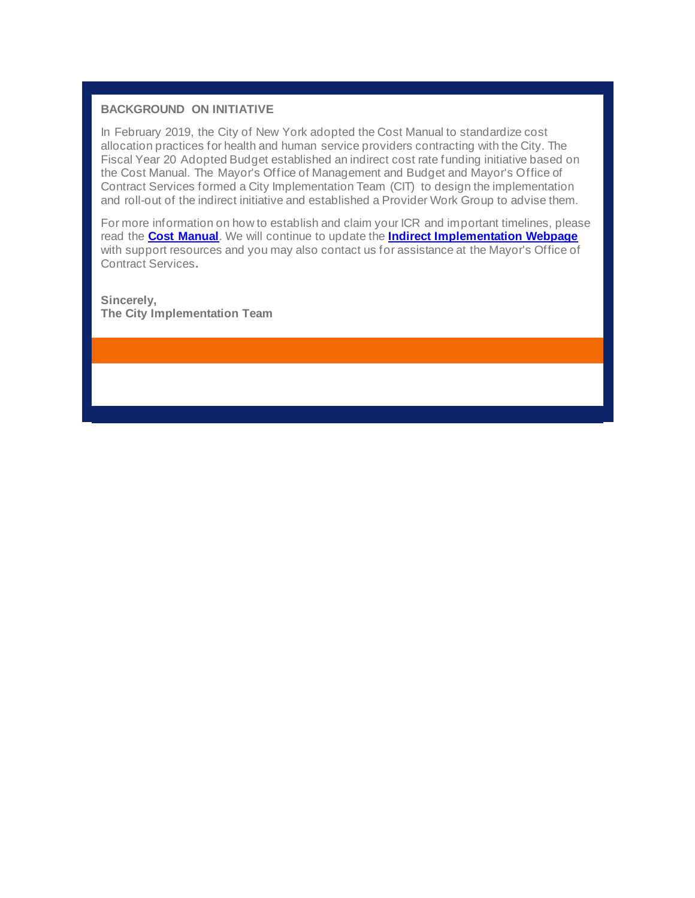### BACKGROUND ON INITIATIVE

In February 2019, the City of New York adopted the Cost Manual to standardize cost allocation practices for health and human service providers contracting with the City. The Fiscal Year 20 Adopted Budget established an indirect cost rate funding initiative based on the Cost Manual. The Mayor's Office of Management and Budget and Mayor's Office of Contract Services formed a City Implementation Team (CIT) to design the implementation and roll-out of the indirect initiative and established a Provider Work Group to advise them.

For more information on how to establish and claim your ICR and important timelines, please read the **Cost Manual**. We will continue to update the **Indirect Implementation Webpage** with support resources and you may also contact us for assistance at the Mayor's Office of Contract Services.

**Sincerely,**
**The City Implementation Team**